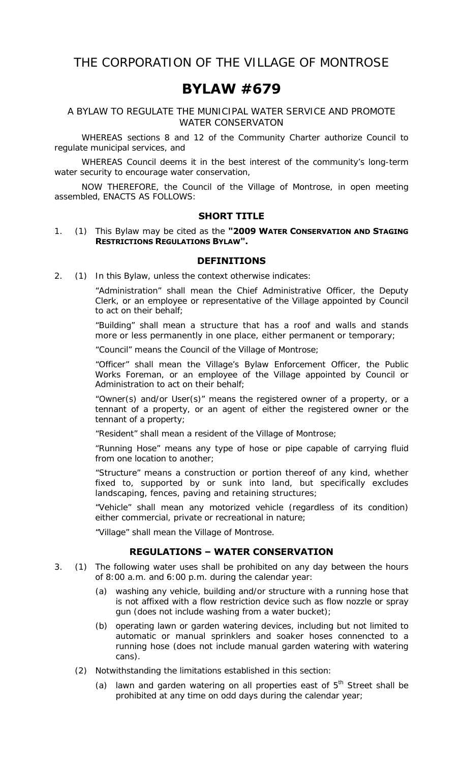# THE CORPORATION OF THE VILLAGE OF MONTROSE

# BYLAW #679

## A BYLAW TO REGULATE THE MUNICIPAL WATER SERVICE AND PROMOTE WATER CONSERVATON

WHEREAS sections 8 and 12 of the Community Charter authorize Council to regulate municipal services, and

WHEREAS Council deems it in the best interest of the community's long-term water security to encourage water conservation,

NOW THEREFORE, the Council of the Village of Montrose, in open meeting assembled, ENACTS AS FOLLOWS:

### SHORT TITLE

1. (1) This Bylaw may be cited as the **"2009 WATER CONSERVATION AND STAGING RESTRICTIONS REGULATIONS BYLAW".**

### DEFINITIONS

2. (1) In this Bylaw, unless the context otherwise indicates:

"Administration" shall mean the Chief Administrative Officer, the Deputy Clerk, or an employee or representative of the Village appointed by Council to act on their behalf;

"Building" shall mean a structure that has a roof and walls and stands more or less permanently in one place, either permanent or temporary;

"Council" means the Council of the Village of Montrose;

"Officer" shall mean the Village's Bylaw Enforcement Officer, the Public Works Foreman, or an employee of the Village appointed by Council or Administration to act on their behalf;

"Owner(s) and/or User(s)" means the registered owner of a property, or a tenant of a property, or an agent of either the registered owner or the tenant of a property;

"Resident" shall mean a resident of the Village of Montrose;

"Running Hose" means any type of hose or pipe capable of carrying fluid from one location to another;

"Structure" means a construction or portion thereof of any kind, whether fixed to, supported by or sunk into land, but specifically excludes landscaping, fences, paving and retaining structures;

"Vehicle" shall mean any motorized vehicle (regardless of its condition) either commercial, private or recreational in nature;

"Village" shall mean the Village of Montrose.

### REGULATIONS – WATER CONSERVATION

3. (1) The following water uses shall be prohibited on any day between the hours of 8:00 a.m. and 6:00 p.m. during the calendar year:

   (a) washing any vehicle, building and/or structure with a running hose that is not affixed with a flow restriction device such as flow nozzle or spray gun (does not include washing from a water bucket);

   (b) operating lawn or garden watering devices, including but not limited to automatic or manual sprinklers and soaker hoses connencted to a running hose (does not include manual garden watering with watering cans).

   (2) Notwithstanding the limitations established in this section:

   (a) lawn and garden watering on all properties east of 5th Street shall be prohibited at any time on odd days during the calendar year;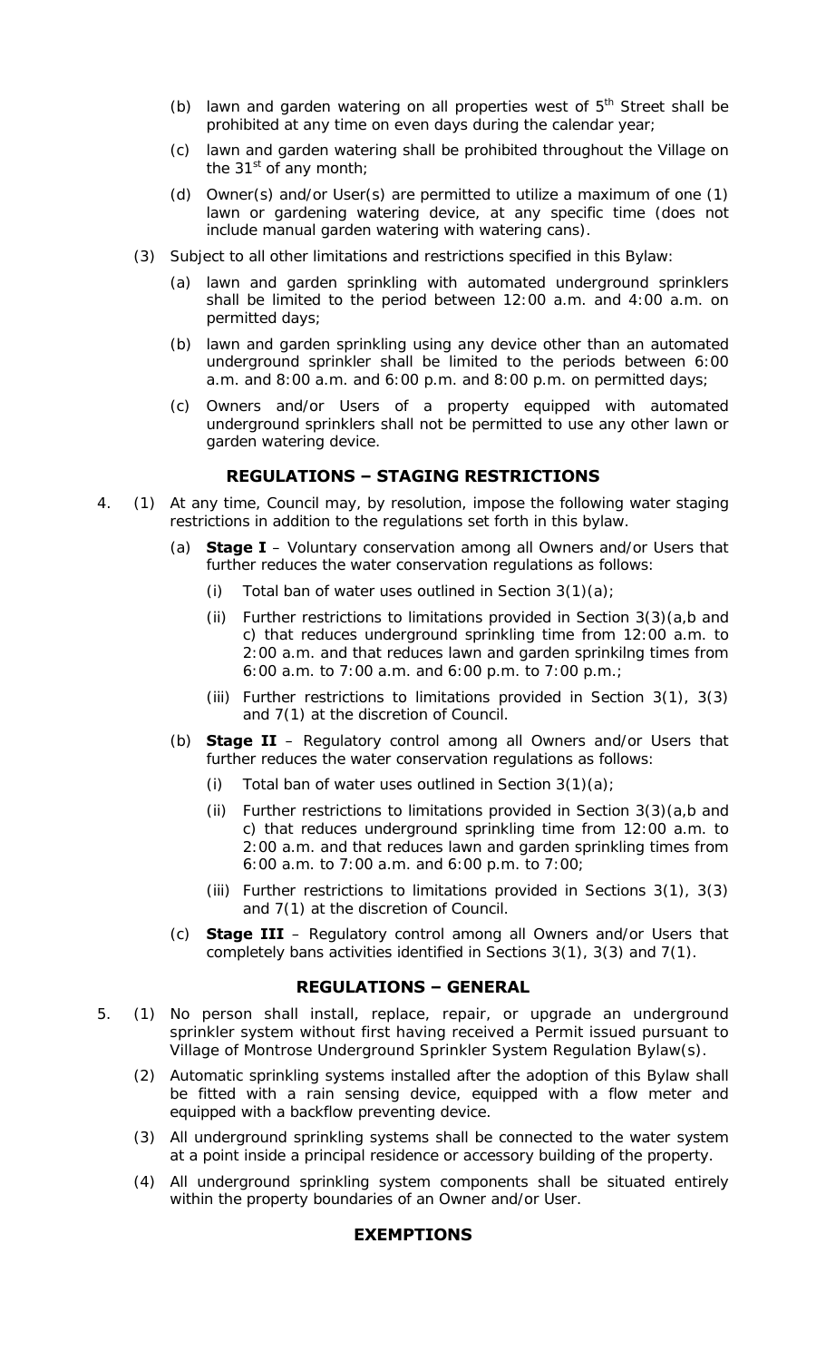(b) lawn and garden watering on all properties west of 5th Street shall be prohibited at any time on even days during the calendar year;

(c) lawn and garden watering shall be prohibited throughout the Village on the 31st of any month;

(d) Owner(s) and/or User(s) are permitted to utilize a maximum of one (1) lawn or gardening watering device, at any specific time (does not include manual garden watering with watering cans).

(3) Subject to all other limitations and restrictions specified in this Bylaw:

(a) lawn and garden sprinkling with automated underground sprinklers shall be limited to the period between 12:00 a.m. and 4:00 a.m. on permitted days;

(b) lawn and garden sprinkling using any device other than an automated underground sprinkler shall be limited to the periods between 6:00 a.m. and 8:00 a.m. and 6:00 p.m. and 8:00 p.m. on permitted days;

(c) Owners and/or Users of a property equipped with automated underground sprinklers shall not be permitted to use any other lawn or garden watering device.

## REGULATIONS – STAGING RESTRICTIONS

4. (1) At any time, Council may, by resolution, impose the following water staging restrictions in addition to the regulations set forth in this bylaw.

(a) **Stage I** – Voluntary conservation among all Owners and/or Users that further reduces the water conservation regulations as follows:

(i) Total ban of water uses outlined in Section 3(1)(a);

(ii) Further restrictions to limitations provided in Section 3(3)(a,b and c) that reduces underground sprinkling time from 12:00 a.m. to 2:00 a.m. and that reduces lawn and garden sprinkilng times from 6:00 a.m. to 7:00 a.m. and 6:00 p.m. to 7:00 p.m.;

(iii) Further restrictions to limitations provided in Section 3(1), 3(3) and 7(1) at the discretion of Council.

(b) **Stage II** – Regulatory control among all Owners and/or Users that further reduces the water conservation regulations as follows:

(i) Total ban of water uses outlined in Section 3(1)(a);

(ii) Further restrictions to limitations provided in Section 3(3)(a,b and c) that reduces underground sprinkling time from 12:00 a.m. to 2:00 a.m. and that reduces lawn and garden sprinkling times from 6:00 a.m. to 7:00 a.m. and 6:00 p.m. to 7:00;

(iii) Further restrictions to limitations provided in Sections 3(1), 3(3) and 7(1) at the discretion of Council.

(c) **Stage III** – Regulatory control among all Owners and/or Users that completely bans activities identified in Sections 3(1), 3(3) and 7(1).

## REGULATIONS – GENERAL

5. (1) No person shall install, replace, repair, or upgrade an underground sprinkler system without first having received a Permit issued pursuant to Village of Montrose Underground Sprinkler System Regulation Bylaw(s).

(2) Automatic sprinkling systems installed after the adoption of this Bylaw shall be fitted with a rain sensing device, equipped with a flow meter and equipped with a backflow preventing device.

(3) All underground sprinkling systems shall be connected to the water system at a point inside a principal residence or accessory building of the property.

(4) All underground sprinkling system components shall be situated entirely within the property boundaries of an Owner and/or User.

## EXEMPTIONS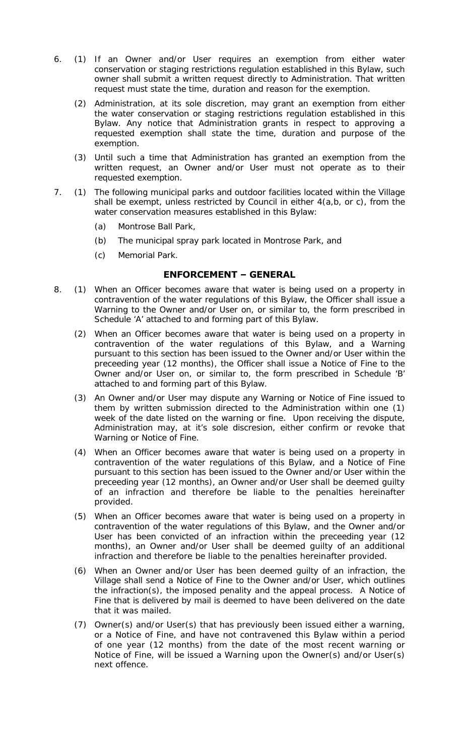6. (1) If an Owner and/or User requires an exemption from either water conservation or staging restrictions regulation established in this Bylaw, such owner shall submit a written request directly to Administration. That written request must state the time, duration and reason for the exemption.

   (2) Administration, at its sole discretion, may grant an exemption from either the water conservation or staging restrictions regulation established in this Bylaw. Any notice that Administration grants in respect to approving a requested exemption shall state the time, duration and purpose of the exemption.

   (3) Until such a time that Administration has granted an exemption from the written request, an Owner and/or User must not operate as to their requested exemption.

7. (1) The following municipal parks and outdoor facilities located within the Village shall be exempt, unless restricted by Council in either 4(a,b, or c), from the water conservation measures established in this Bylaw:

   (a) Montrose Ball Park,

   (b) The municipal spray park located in Montrose Park, and

   (c) Memorial Park.

## ENFORCEMENT – GENERAL

8. (1) When an Officer becomes aware that water is being used on a property in contravention of the water regulations of this Bylaw, the Officer shall issue a Warning to the Owner and/or User on, or similar to, the form prescribed in Schedule 'A' attached to and forming part of this Bylaw.

   (2) When an Officer becomes aware that water is being used on a property in contravention of the water regulations of this Bylaw, and a Warning pursuant to this section has been issued to the Owner and/or User within the preceeding year (12 months), the Officer shall issue a Notice of Fine to the Owner and/or User on, or similar to, the form prescribed in Schedule 'B' attached to and forming part of this Bylaw.

   (3) An Owner and/or User may dispute any Warning or Notice of Fine issued to them by written submission directed to the Administration within one (1) week of the date listed on the warning or fine. Upon receiving the dispute, Administration may, at it's sole discresion, either confirm or revoke that Warning or Notice of Fine.

   (4) When an Officer becomes aware that water is being used on a property in contravention of the water regulations of this Bylaw, and a Notice of Fine pursuant to this section has been issued to the Owner and/or User within the preceeding year (12 months), an Owner and/or User shall be deemed guilty of an infraction and therefore be liable to the penalties hereinafter provided.

   (5) When an Officer becomes aware that water is being used on a property in contravention of the water regulations of this Bylaw, and the Owner and/or User has been convicted of an infraction within the preceeding year (12 months), an Owner and/or User shall be deemed guilty of an additional infraction and therefore be liable to the penalties hereinafter provided.

   (6) When an Owner and/or User has been deemed guilty of an infraction, the Village shall send a Notice of Fine to the Owner and/or User, which outlines the infraction(s), the imposed penality and the appeal process. A Notice of Fine that is delivered by mail is deemed to have been delivered on the date that it was mailed.

   (7) Owner(s) and/or User(s) that has previously been issued either a warning, or a Notice of Fine, and have not contravened this Bylaw within a period of one year (12 months) from the date of the most recent warning or Notice of Fine, will be issued a Warning upon the Owner(s) and/or User(s) next offence.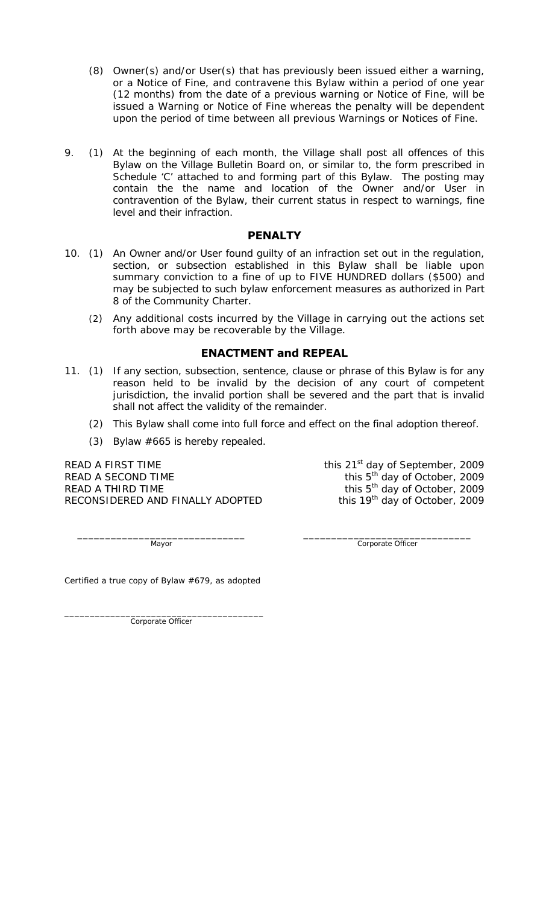(8) Owner(s) and/or User(s) that has previously been issued either a warning, or a Notice of Fine, and contravene this Bylaw within a period of one year (12 months) from the date of a previous warning or Notice of Fine, will be issued a Warning or Notice of Fine whereas the penalty will be dependent upon the period of time between all previous Warnings or Notices of Fine.

9. (1) At the beginning of each month, the Village shall post all offences of this Bylaw on the Village Bulletin Board on, or similar to, the form prescribed in Schedule 'C' attached to and forming part of this Bylaw. The posting may contain the the name and location of the Owner and/or User in contravention of the Bylaw, their current status in respect to warnings, fine level and their infraction.

## PENALTY

10. (1) An Owner and/or User found guilty of an infraction set out in the regulation, section, or subsection established in this Bylaw shall be liable upon summary conviction to a fine of up to FIVE HUNDRED dollars ($500) and may be subjected to such bylaw enforcement measures as authorized in Part 8 of the Community Charter.

    (2) Any additional costs incurred by the Village in carrying out the actions set forth above may be recoverable by the Village.

## ENACTMENT and REPEAL

11. (1) If any section, subsection, sentence, clause or phrase of this Bylaw is for any reason held to be invalid by the decision of any court of competent jurisdiction, the invalid portion shall be severed and the part that is invalid shall not affect the validity of the remainder.

    (2) This Bylaw shall come into full force and effect on the final adoption thereof.

    (3) Bylaw #665 is hereby repealed.

| | |
|---|---|
| READ A FIRST TIME | this 21st day of September, 2009 |
| READ A SECOND TIME | this 5th day of October, 2009 |
| READ A THIRD TIME | this 5th day of October, 2009 |
| RECONSIDERED AND FINALLY ADOPTED | this 19th day of October, 2009 |

______________________________
Mayor

______________________________
Corporate Officer

Certified a true copy of Bylaw #679, as adopted

______________________________________
Corporate Officer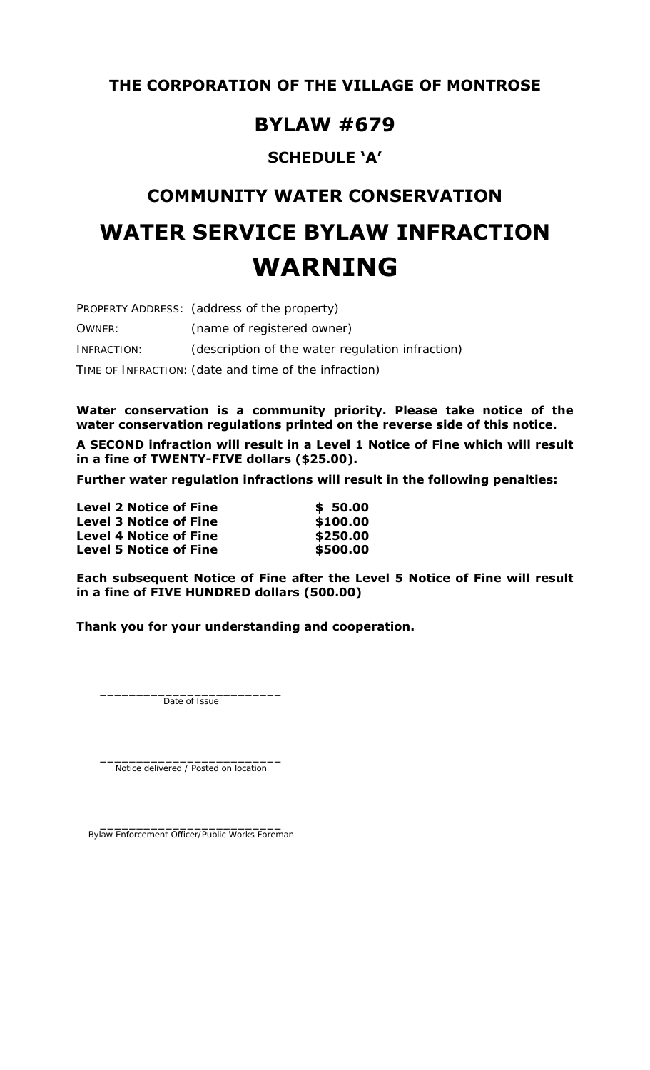**THE CORPORATION OF THE VILLAGE OF MONTROSE**

# BYLAW #679

### SCHEDULE 'A'

## COMMUNITY WATER CONSERVATION

# WATER SERVICE BYLAW INFRACTION WARNING

PROPERTY ADDRESS: (address of the property)

OWNER: (name of registered owner)

INFRACTION: (description of the water regulation infraction)

TIME OF INFRACTION: (date and time of the infraction)

**Water conservation is a community priority. Please take notice of the water conservation regulations printed on the reverse side of this notice.**

**A SECOND infraction will result in a Level 1 Notice of Fine which will result in a fine of TWENTY-FIVE dollars ($25.00).**

**Further water regulation infractions will result in the following penalties:**

| | |
|---|---|
| **Level 2 Notice of Fine** | **$ 50.00** |
| **Level 3 Notice of Fine** | **$100.00** |
| **Level 4 Notice of Fine** | **$250.00** |
| **Level 5 Notice of Fine** | **$500.00** |

**Each subsequent Notice of Fine after the Level 5 Notice of Fine will result in a fine of FIVE HUNDRED dollars (500.00)**

**Thank you for your understanding and cooperation.**

________________________
Date of Issue

________________________
Notice delivered / Posted on location

________________________
Bylaw Enforcement Officer/Public Works Foreman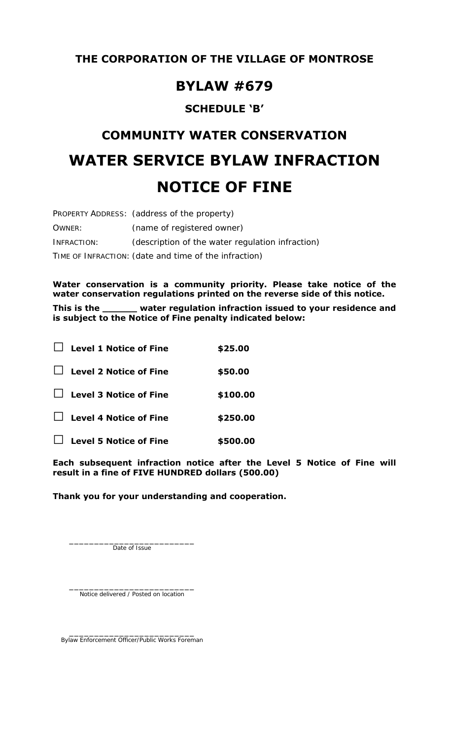# THE CORPORATION OF THE VILLAGE OF MONTROSE

# BYLAW #679

### SCHEDULE 'B'

## COMMUNITY WATER CONSERVATION

# WATER SERVICE BYLAW INFRACTION

# NOTICE OF FINE

PROPERTY ADDRESS: (address of the property)

OWNER: (name of registered owner)

INFRACTION: (description of the water regulation infraction)

TIME OF INFRACTION: (date and time of the infraction)

**Water conservation is a community priority. Please take notice of the water conservation regulations printed on the reverse side of this notice.**

**This is the ______ water regulation infraction issued to your residence and is subject to the Notice of Fine penalty indicated below:**

| | | |
|---|---|---|
| ☐ | **Level 1 Notice of Fine** | **$25.00** |
| ☐ | **Level 2 Notice of Fine** | **$50.00** |
| ☐ | **Level 3 Notice of Fine** | **$100.00** |
| ☐ | **Level 4 Notice of Fine** | **$250.00** |
| ☐ | **Level 5 Notice of Fine** | **$500.00** |

**Each subsequent infraction notice after the Level 5 Notice of Fine will result in a fine of FIVE HUNDRED dollars (500.00)**

**Thank you for your understanding and cooperation.**

________________________
Date of Issue

________________________
Notice delivered / Posted on location

________________________
Bylaw Enforcement Officer/Public Works Foreman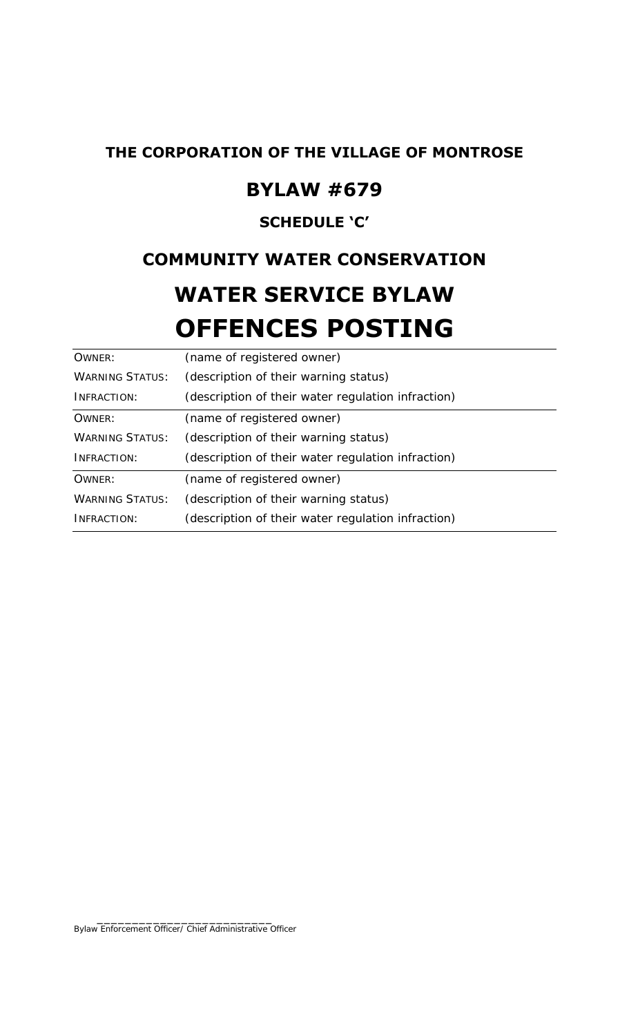**THE CORPORATION OF THE VILLAGE OF MONTROSE**

# BYLAW #679

### SCHEDULE 'C'

## COMMUNITY WATER CONSERVATION

# WATER SERVICE BYLAW
# OFFENCES POSTING

| | |
|---|---|
| OWNER: | (name of registered owner) |
| WARNING STATUS: | (description of their warning status) |
| INFRACTION: | (description of their water regulation infraction) |
| OWNER: | (name of registered owner) |
| WARNING STATUS: | (description of their warning status) |
| INFRACTION: | (description of their water regulation infraction) |
| OWNER: | (name of registered owner) |
| WARNING STATUS: | (description of their warning status) |
| INFRACTION: | (description of their water regulation infraction) |

________________________

Bylaw Enforcement Officer/ Chief Administrative Officer